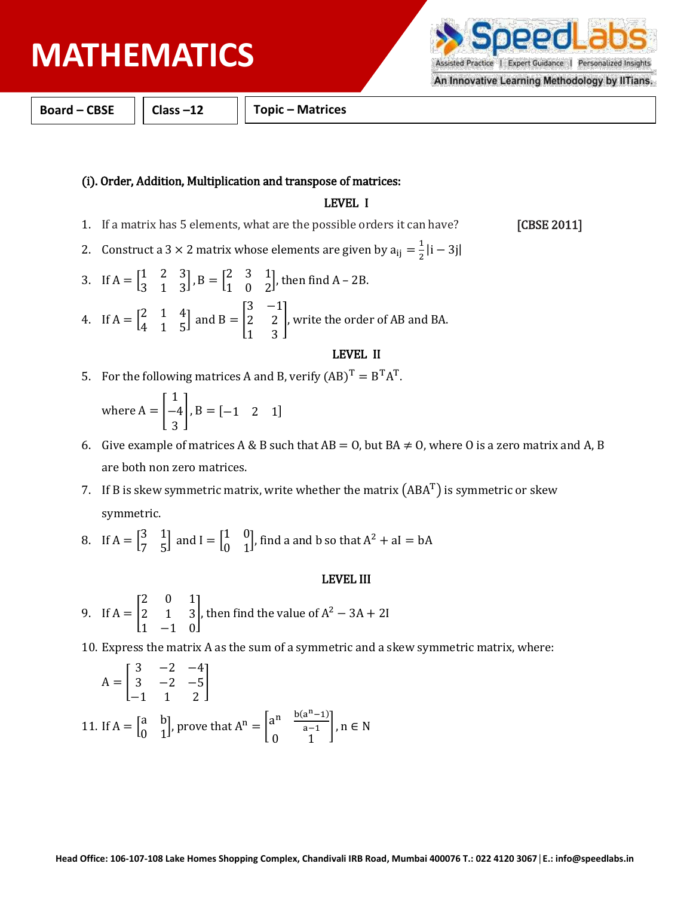# MATHEMATICS

| Board – CBSE | Class –12 | Topic – Matrices |
|---|---|---|

## (i). Order, Addition, Multiplication and transpose of matrices:

### LEVEL I

1. If a matrix has 5 elements, what are the possible orders it can have? **[CBSE 2011]**

2. Construct a $3 \times 2$ matrix whose elements are given by $a_{ij} = \frac{1}{2}|i - 3j|$

3. If $A = \begin{bmatrix} 1 & 2 & 3 \\ 3 & 1 & 3 \end{bmatrix}, B = \begin{bmatrix} 2 & 3 & 1 \\ 1 & 0 & 2 \end{bmatrix}$, then find A – 2B.

4. If $A = \begin{bmatrix} 2 & 1 & 4 \\ 4 & 1 & 5 \end{bmatrix}$ and $B = \begin{bmatrix} 3 & -1 \\ 2 & 2 \\ 1 & 3 \end{bmatrix}$, write the order of AB and BA.

### LEVEL II

5. For the following matrices A and B, verify $(AB)^T = B^T A^T$.

   where $A = \begin{bmatrix} 1 \\ -4 \\ 3 \end{bmatrix}, B = \begin{bmatrix} -1 & 2 & 1 \end{bmatrix}$

6. Give example of matrices A & B such that AB = O, but BA ≠ O, where O is a zero matrix and A, B are both non zero matrices.

7. If B is skew symmetric matrix, write whether the matrix $(ABA^T)$ is symmetric or skew symmetric.

8. If $A = \begin{bmatrix} 3 & 1 \\ 7 & 5 \end{bmatrix}$ and $I = \begin{bmatrix} 1 & 0 \\ 0 & 1 \end{bmatrix}$, find a and b so that $A^2 + aI = bA$

### LEVEL III

9. If $A = \begin{bmatrix} 2 & 0 & 1 \\ 2 & 1 & 3 \\ 1 & -1 & 0 \end{bmatrix}$, then find the value of $A^2 - 3A + 2I$

10. Express the matrix A as the sum of a symmetric and a skew symmetric matrix, where:

    $A = \begin{bmatrix} 3 & -2 & -4 \\ 3 & -2 & -5 \\ -1 & 1 & 2 \end{bmatrix}$

11. If $A = \begin{bmatrix} a & b \\ 0 & 1 \end{bmatrix}$, prove that $A^n = \begin{bmatrix} a^n & \frac{b(a^n-1)}{a-1} \\ 0 & 1 \end{bmatrix}, n \in N$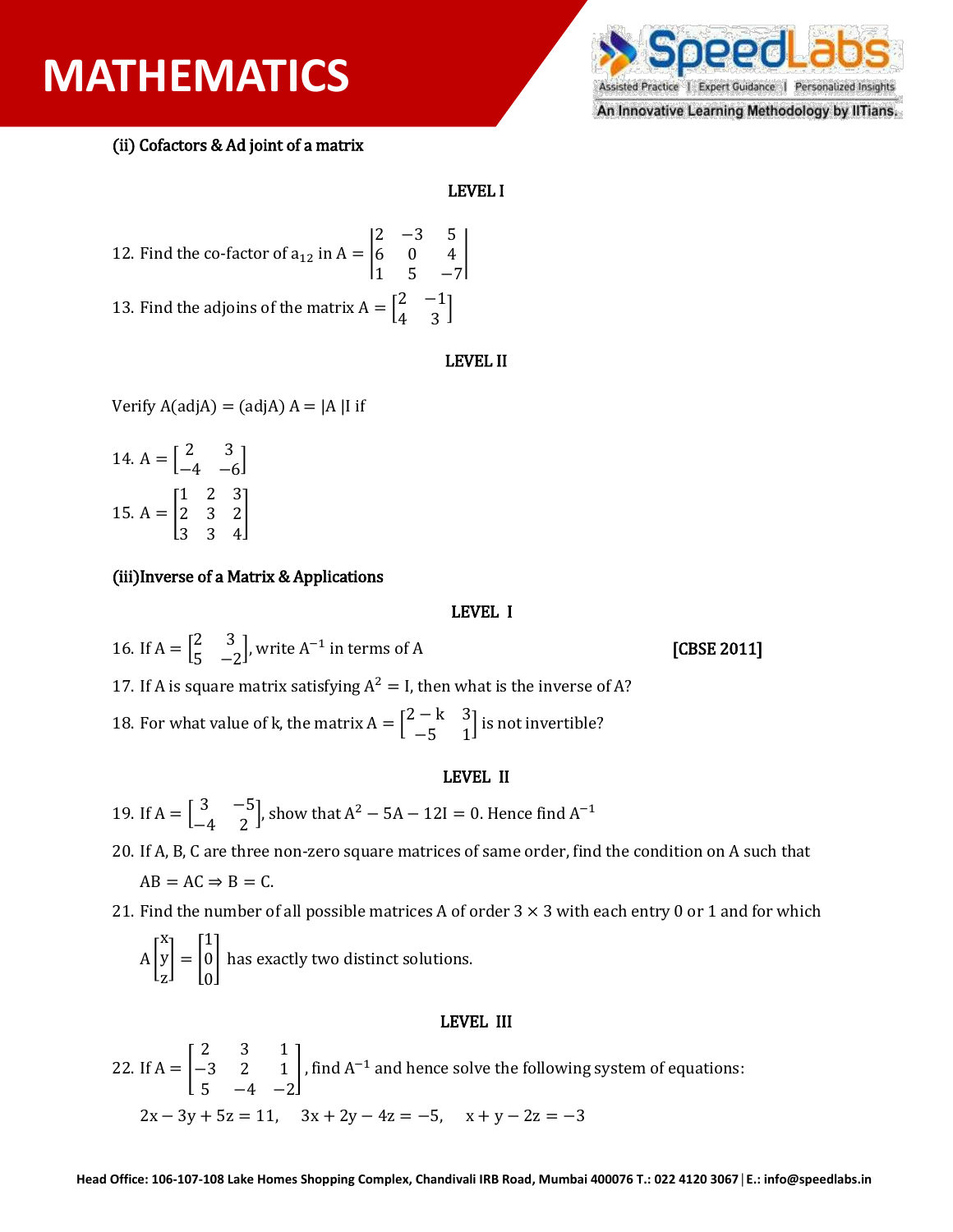### (ii) Cofactors & Ad joint of a matrix

**LEVEL I**

12. Find the co-factor of $a_{12}$ in $A = \begin{vmatrix} 2 & -3 & 5 \\ 6 & 0 & 4 \\ 1 & 5 & -7 \end{vmatrix}$

13. Find the adjoins of the matrix $A = \begin{bmatrix} 2 & -1 \\ 4 & 3 \end{bmatrix}$

**LEVEL II**

Verify $A(\text{adj}A) = (\text{adj}A)\,A = |A|I$ if

14. $A = \begin{bmatrix} 2 & 3 \\ -4 & -6 \end{bmatrix}$

15. $A = \begin{bmatrix} 1 & 2 & 3 \\ 2 & 3 & 2 \\ 3 & 3 & 4 \end{bmatrix}$

### (iii)Inverse of a Matrix & Applications

**LEVEL I**

16. If $A = \begin{bmatrix} 2 & 3 \\ 5 & -2 \end{bmatrix}$, write $A^{-1}$ in terms of A **[CBSE 2011]**

17. If A is square matrix satisfying $A^2 = I$, then what is the inverse of A?

18. For what value of k, the matrix $A = \begin{bmatrix} 2-k & 3 \\ -5 & 1 \end{bmatrix}$ is not invertible?

**LEVEL II**

19. If $A = \begin{bmatrix} 3 & -5 \\ -4 & 2 \end{bmatrix}$, show that $A^2 - 5A - 12I = 0$. Hence find $A^{-1}$

20. If A, B, C are three non-zero square matrices of same order, find the condition on A such that $AB = AC \Rightarrow B = C$.

21. Find the number of all possible matrices A of order $3 \times 3$ with each entry 0 or 1 and for which $A\begin{bmatrix} x \\ y \\ z \end{bmatrix} = \begin{bmatrix} 1 \\ 0 \\ 0 \end{bmatrix}$ has exactly two distinct solutions.

**LEVEL III**

22. If $A = \begin{bmatrix} 2 & 3 & 1 \\ -3 & 2 & 1 \\ 5 & -4 & -2 \end{bmatrix}$, find $A^{-1}$ and hence solve the following system of equations:

$2x - 3y + 5z = 11, \quad 3x + 2y - 4z = -5, \quad x + y - 2z = -3$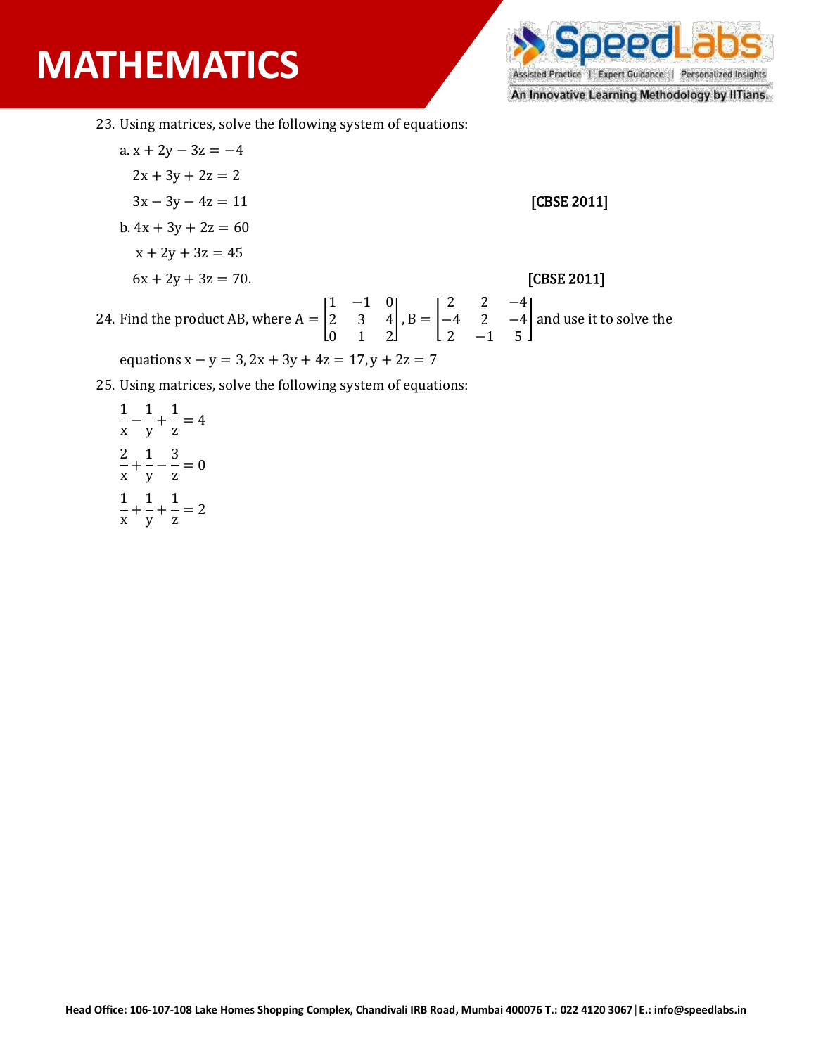23. Using matrices, solve the following system of equations:

a. $x + 2y - 3z = -4$

$2x + 3y + 2z = 2$

$3x - 3y - 4z = 11$ **[CBSE 2011]**

b. $4x + 3y + 2z = 60$

$x + 2y + 3z = 45$

$6x + 2y + 3z = 70.$ **[CBSE 2011]**

24. Find the product AB, where $A = \begin{bmatrix} 1 & -1 & 0 \\ 2 & 3 & 4 \\ 0 & 1 & 2 \end{bmatrix}, B = \begin{bmatrix} 2 & 2 & -4 \\ -4 & 2 & -4 \\ 2 & -1 & 5 \end{bmatrix}$ and use it to solve the equations $x - y = 3, 2x + 3y + 4z = 17, y + 2z = 7$

25. Using matrices, solve the following system of equations:

$$\frac{1}{x} - \frac{1}{y} + \frac{1}{z} = 4$$

$$\frac{2}{x} + \frac{1}{y} - \frac{3}{z} = 0$$

$$\frac{1}{x} + \frac{1}{y} + \frac{1}{z} = 2$$